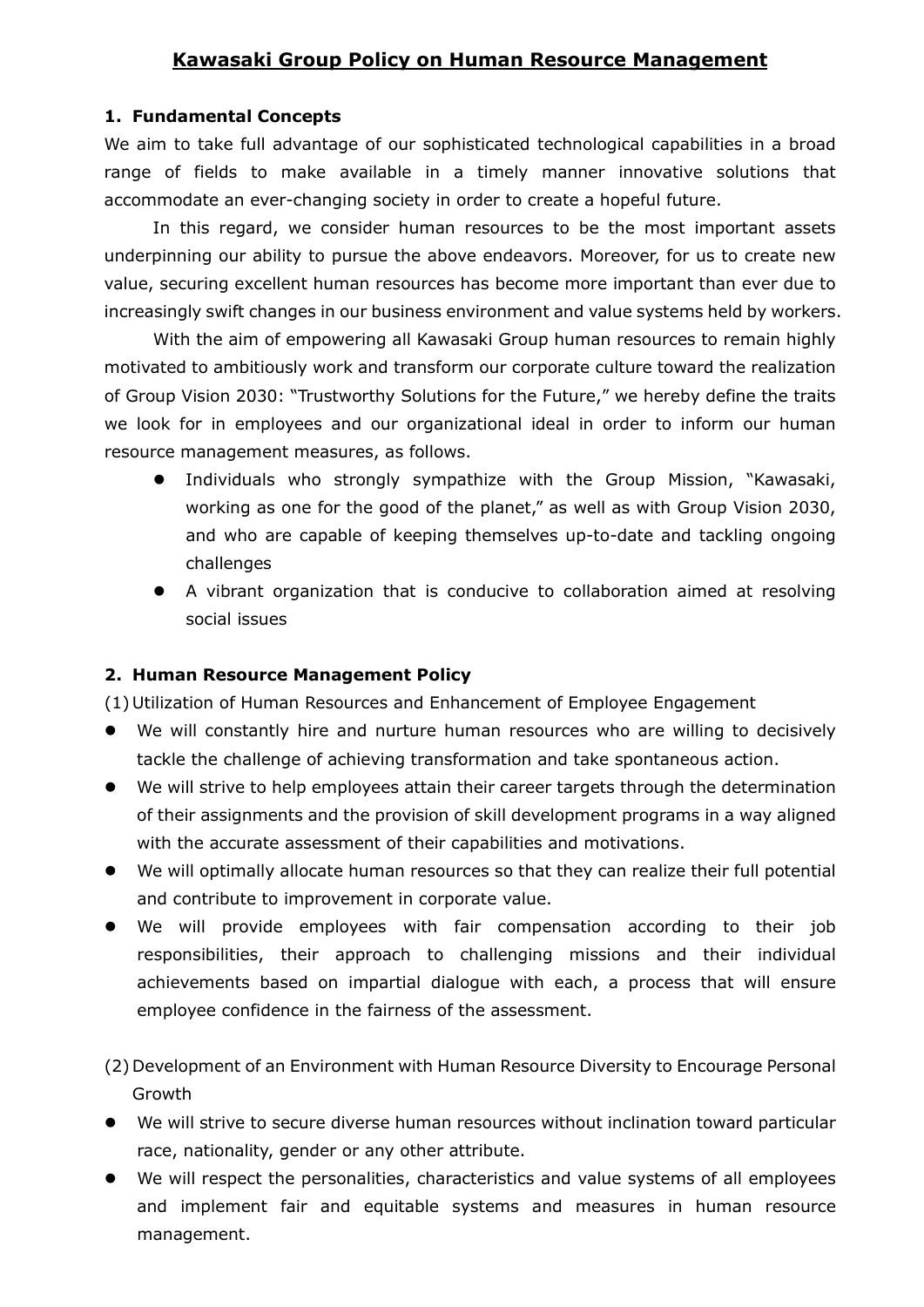# Kawasaki Group Policy on Human Resource Management

## 1. Fundamental Concepts

We aim to take full advantage of our sophisticated technological capabilities in a broad range of fields to make available in a timely manner innovative solutions that accommodate an ever-changing society in order to create a hopeful future.

In this regard, we consider human resources to be the most important assets underpinning our ability to pursue the above endeavors. Moreover, for us to create new value, securing excellent human resources has become more important than ever due to increasingly swift changes in our business environment and value systems held by workers.

With the aim of empowering all Kawasaki Group human resources to remain highly motivated to ambitiously work and transform our corporate culture toward the realization of Group Vision 2030: "Trustworthy Solutions for the Future," we hereby define the traits we look for in employees and our organizational ideal in order to inform our human resource management measures, as follows.

- Individuals who strongly sympathize with the Group Mission, "Kawasaki, working as one for the good of the planet," as well as with Group Vision 2030, and who are capable of keeping themselves up-to-date and tackling ongoing challenges
- A vibrant organization that is conducive to collaboration aimed at resolving social issues

## 2. Human Resource Management Policy

(1) Utilization of Human Resources and Enhancement of Employee Engagement

- We will constantly hire and nurture human resources who are willing to decisively tackle the challenge of achieving transformation and take spontaneous action.
- We will strive to help employees attain their career targets through the determination of their assignments and the provision of skill development programs in a way aligned with the accurate assessment of their capabilities and motivations.
- We will optimally allocate human resources so that they can realize their full potential and contribute to improvement in corporate value.
- We will provide employees with fair compensation according to their job responsibilities, their approach to challenging missions and their individual achievements based on impartial dialogue with each, a process that will ensure employee confidence in the fairness of the assessment.

(2) Development of an Environment with Human Resource Diversity to Encourage Personal Growth

- We will strive to secure diverse human resources without inclination toward particular race, nationality, gender or any other attribute.
- We will respect the personalities, characteristics and value systems of all employees and implement fair and equitable systems and measures in human resource management.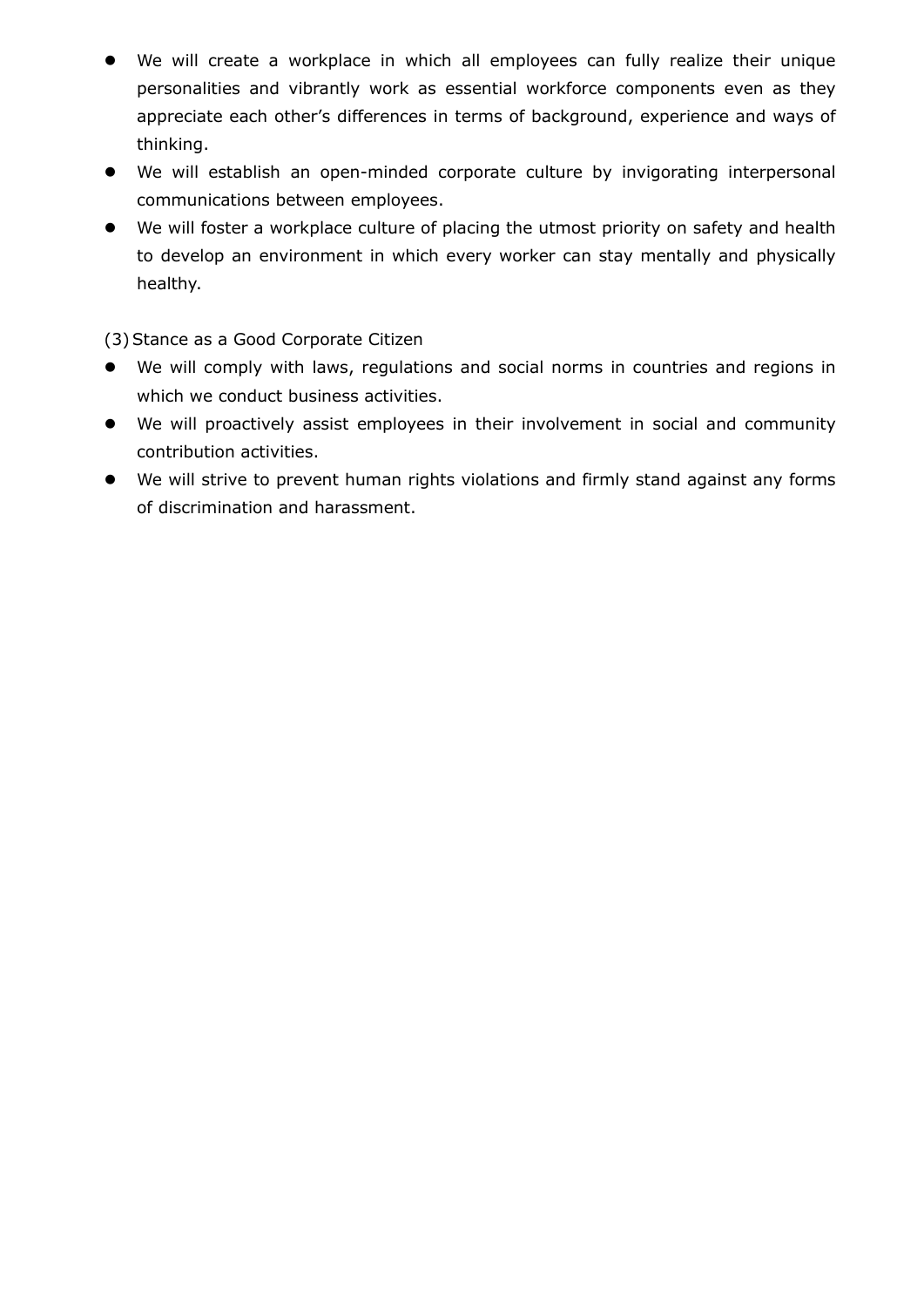- We will create a workplace in which all employees can fully realize their unique personalities and vibrantly work as essential workforce components even as they appreciate each other's differences in terms of background, experience and ways of thinking.
- We will establish an open-minded corporate culture by invigorating interpersonal communications between employees.
- We will foster a workplace culture of placing the utmost priority on safety and health to develop an environment in which every worker can stay mentally and physically healthy.

(3) Stance as a Good Corporate Citizen

- We will comply with laws, regulations and social norms in countries and regions in which we conduct business activities.
- We will proactively assist employees in their involvement in social and community contribution activities.
- We will strive to prevent human rights violations and firmly stand against any forms of discrimination and harassment.